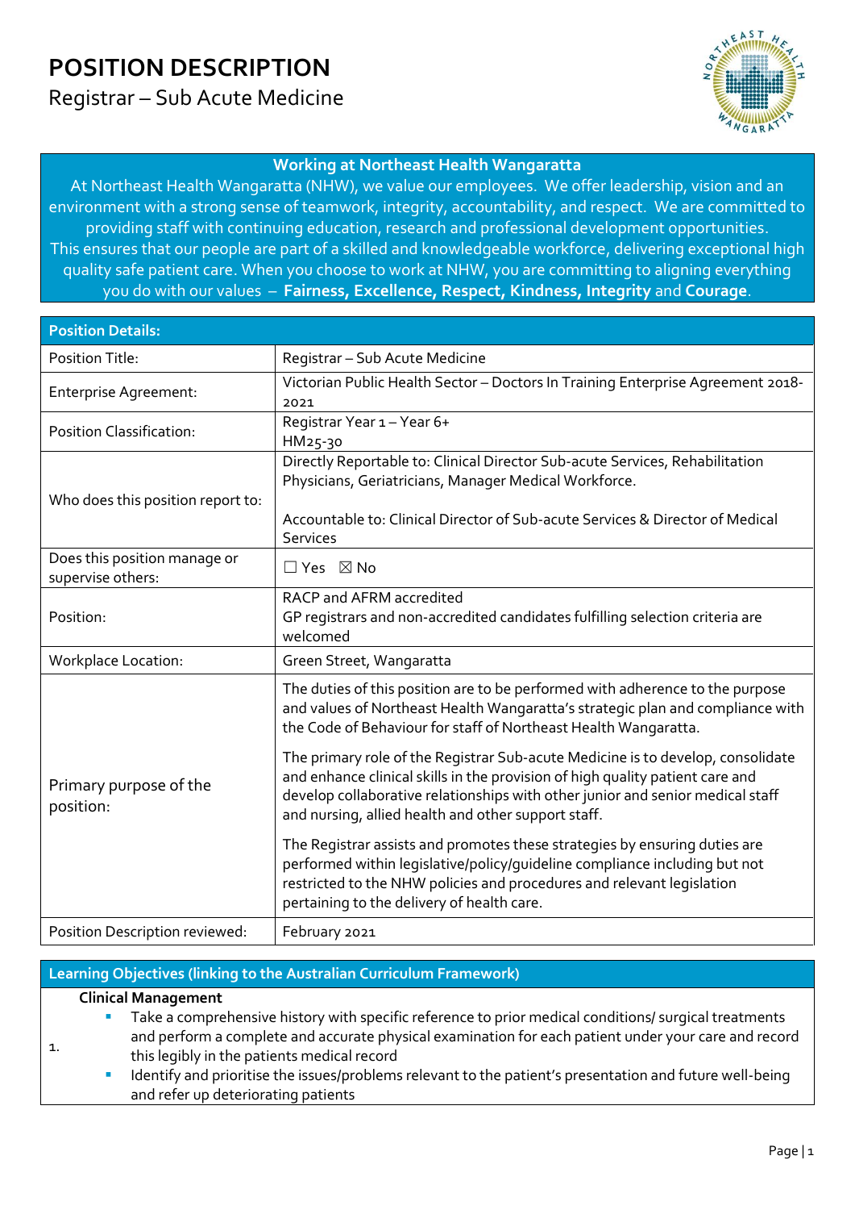# POSITION DESCRIPTION

## Registrar – Sub Acute Medicine

**Working at Northeast Health Wangaratta**

At Northeast Health Wangaratta (NHW), we value our employees. We offer leadership, vision and an environment with a strong sense of teamwork, integrity, accountability, and respect. We are committed to providing staff with continuing education, research and professional development opportunities. This ensures that our people are part of a skilled and knowledgeable workforce, delivering exceptional high quality safe patient care. When you choose to work at NHW, you are committing to aligning everything you do with our values – **Fairness, Excellence, Respect, Kindness, Integrity** and **Courage**.

| **Position Details:** | |
|---|---|
| Position Title: | Registrar – Sub Acute Medicine |
| Enterprise Agreement: | Victorian Public Health Sector – Doctors In Training Enterprise Agreement 2018-2021 |
| Position Classification: | Registrar Year 1 – Year 6+<br>HM25-30 |
| Who does this position report to: | Directly Reportable to: Clinical Director Sub-acute Services, Rehabilitation Physicians, Geriatricians, Manager Medical Workforce.<br><br>Accountable to: Clinical Director of Sub-acute Services & Director of Medical Services |
| Does this position manage or supervise others: | ☐ Yes ☒ No |
| Position: | RACP and AFRM accredited<br>GP registrars and non-accredited candidates fulfilling selection criteria are welcomed |
| Workplace Location: | Green Street, Wangaratta |
| Primary purpose of the position: | The duties of this position are to be performed with adherence to the purpose and values of Northeast Health Wangaratta's strategic plan and compliance with the Code of Behaviour for staff of Northeast Health Wangaratta.<br><br>The primary role of the Registrar Sub-acute Medicine is to develop, consolidate and enhance clinical skills in the provision of high quality patient care and develop collaborative relationships with other junior and senior medical staff and nursing, allied health and other support staff.<br><br>The Registrar assists and promotes these strategies by ensuring duties are performed within legislative/policy/guideline compliance including but not restricted to the NHW policies and procedures and relevant legislation pertaining to the delivery of health care. |
| Position Description reviewed: | February 2021 |

| **Learning Objectives (linking to the Australian Curriculum Framework)** | |
|---|---|
| 1. | **Clinical Management**<br>▪ Take a comprehensive history with specific reference to prior medical conditions/ surgical treatments and perform a complete and accurate physical examination for each patient under your care and record this legibly in the patients medical record<br>▪ Identify and prioritise the issues/problems relevant to the patient's presentation and future well-being and refer up deteriorating patients |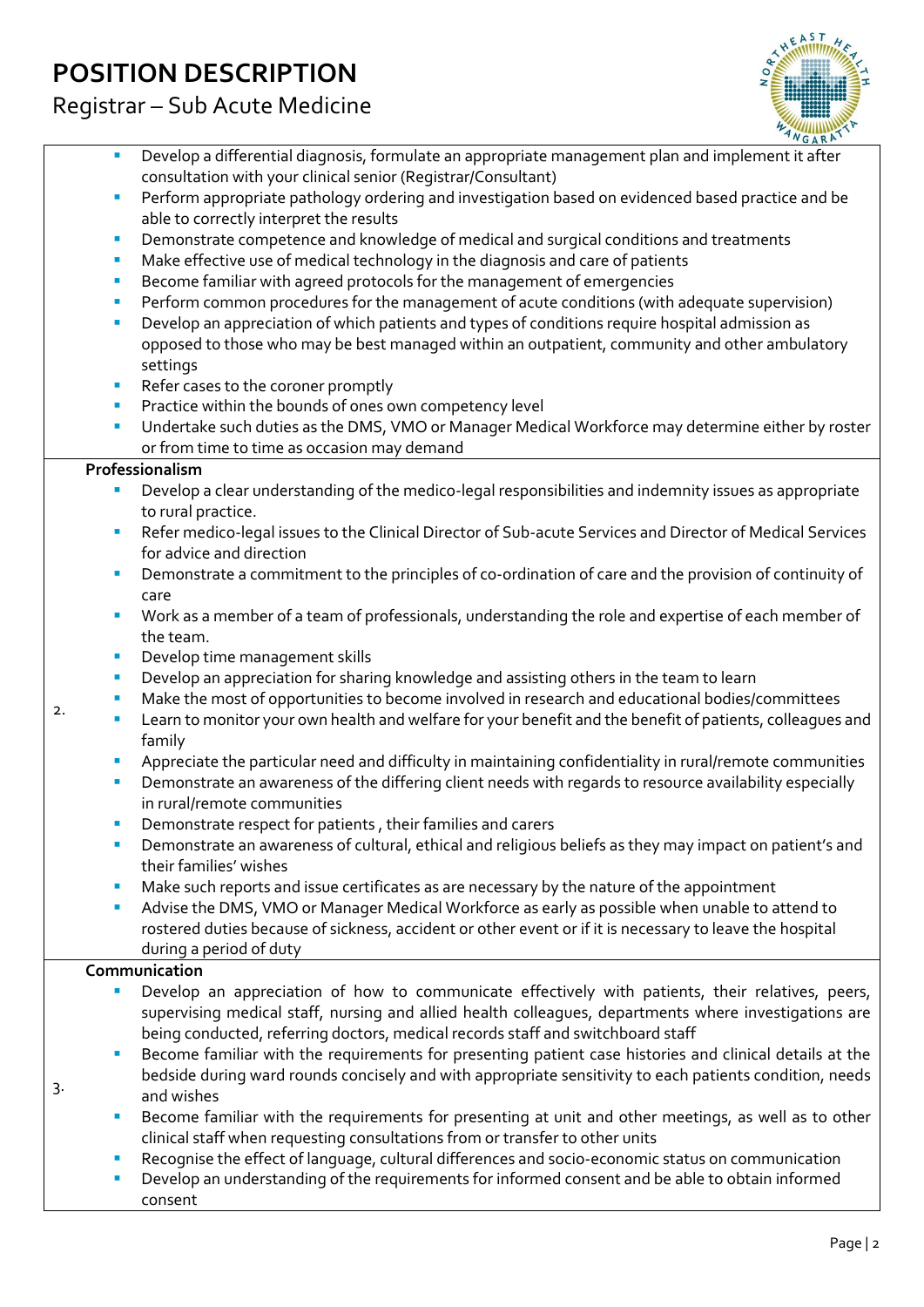- Develop a differential diagnosis, formulate an appropriate management plan and implement it after consultation with your clinical senior (Registrar/Consultant)
- Perform appropriate pathology ordering and investigation based on evidenced based practice and be able to correctly interpret the results
- Demonstrate competence and knowledge of medical and surgical conditions and treatments
- Make effective use of medical technology in the diagnosis and care of patients
- Become familiar with agreed protocols for the management of emergencies
- Perform common procedures for the management of acute conditions (with adequate supervision)
- Develop an appreciation of which patients and types of conditions require hospital admission as opposed to those who may be best managed within an outpatient, community and other ambulatory settings
- Refer cases to the coroner promptly
- Practice within the bounds of ones own competency level
- Undertake such duties as the DMS, VMO or Manager Medical Workforce may determine either by roster or from time to time as occasion may demand

2. **Professionalism**

- Develop a clear understanding of the medico-legal responsibilities and indemnity issues as appropriate to rural practice.
- Refer medico-legal issues to the Clinical Director of Sub-acute Services and Director of Medical Services for advice and direction
- Demonstrate a commitment to the principles of co-ordination of care and the provision of continuity of care
- Work as a member of a team of professionals, understanding the role and expertise of each member of the team.
- Develop time management skills
- Develop an appreciation for sharing knowledge and assisting others in the team to learn
- Make the most of opportunities to become involved in research and educational bodies/committees
- Learn to monitor your own health and welfare for your benefit and the benefit of patients, colleagues and family
- Appreciate the particular need and difficulty in maintaining confidentiality in rural/remote communities
- Demonstrate an awareness of the differing client needs with regards to resource availability especially in rural/remote communities
- Demonstrate respect for patients , their families and carers
- Demonstrate an awareness of cultural, ethical and religious beliefs as they may impact on patient's and their families' wishes
- Make such reports and issue certificates as are necessary by the nature of the appointment
- Advise the DMS, VMO or Manager Medical Workforce as early as possible when unable to attend to rostered duties because of sickness, accident or other event or if it is necessary to leave the hospital during a period of duty

3. **Communication**

- Develop an appreciation of how to communicate effectively with patients, their relatives, peers, supervising medical staff, nursing and allied health colleagues, departments where investigations are being conducted, referring doctors, medical records staff and switchboard staff
- Become familiar with the requirements for presenting patient case histories and clinical details at the bedside during ward rounds concisely and with appropriate sensitivity to each patients condition, needs and wishes
- Become familiar with the requirements for presenting at unit and other meetings, as well as to other clinical staff when requesting consultations from or transfer to other units
- Recognise the effect of language, cultural differences and socio-economic status on communication
- Develop an understanding of the requirements for informed consent and be able to obtain informed consent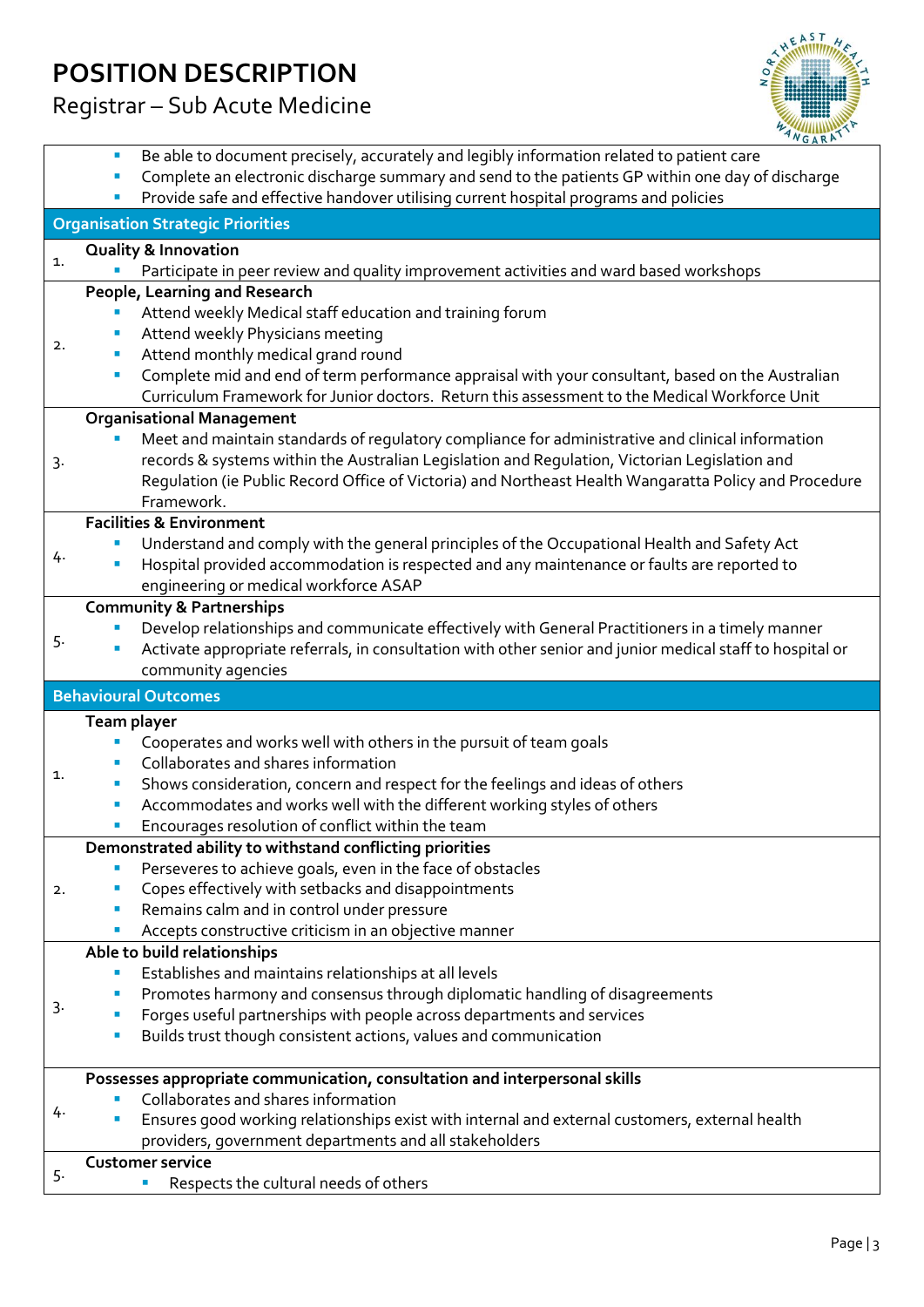- Be able to document precisely, accurately and legibly information related to patient care
- Complete an electronic discharge summary and send to the patients GP within one day of discharge
- Provide safe and effective handover utilising current hospital programs and policies

## Organisation Strategic Priorities

1. **Quality & Innovation**
   - Participate in peer review and quality improvement activities and ward based workshops
2. **People, Learning and Research**
   - Attend weekly Medical staff education and training forum
   - Attend weekly Physicians meeting
   - Attend monthly medical grand round
   - Complete mid and end of term performance appraisal with your consultant, based on the Australian Curriculum Framework for Junior doctors. Return this assessment to the Medical Workforce Unit
3. **Organisational Management**
   - Meet and maintain standards of regulatory compliance for administrative and clinical information records & systems within the Australian Legislation and Regulation, Victorian Legislation and Regulation (ie Public Record Office of Victoria) and Northeast Health Wangaratta Policy and Procedure Framework.
4. **Facilities & Environment**
   - Understand and comply with the general principles of the Occupational Health and Safety Act
   - Hospital provided accommodation is respected and any maintenance or faults are reported to engineering or medical workforce ASAP
5. **Community & Partnerships**
   - Develop relationships and communicate effectively with General Practitioners in a timely manner
   - Activate appropriate referrals, in consultation with other senior and junior medical staff to hospital or community agencies

## Behavioural Outcomes

1. **Team player**
   - Cooperates and works well with others in the pursuit of team goals
   - Collaborates and shares information
   - Shows consideration, concern and respect for the feelings and ideas of others
   - Accommodates and works well with the different working styles of others
   - Encourages resolution of conflict within the team
2. **Demonstrated ability to withstand conflicting priorities**
   - Perseveres to achieve goals, even in the face of obstacles
   - Copes effectively with setbacks and disappointments
   - Remains calm and in control under pressure
   - Accepts constructive criticism in an objective manner
3. **Able to build relationships**
   - Establishes and maintains relationships at all levels
   - Promotes harmony and consensus through diplomatic handling of disagreements
   - Forges useful partnerships with people across departments and services
   - Builds trust though consistent actions, values and communication
4. **Possesses appropriate communication, consultation and interpersonal skills**
   - Collaborates and shares information
   - Ensures good working relationships exist with internal and external customers, external health providers, government departments and all stakeholders
5. **Customer service**
   - Respects the cultural needs of others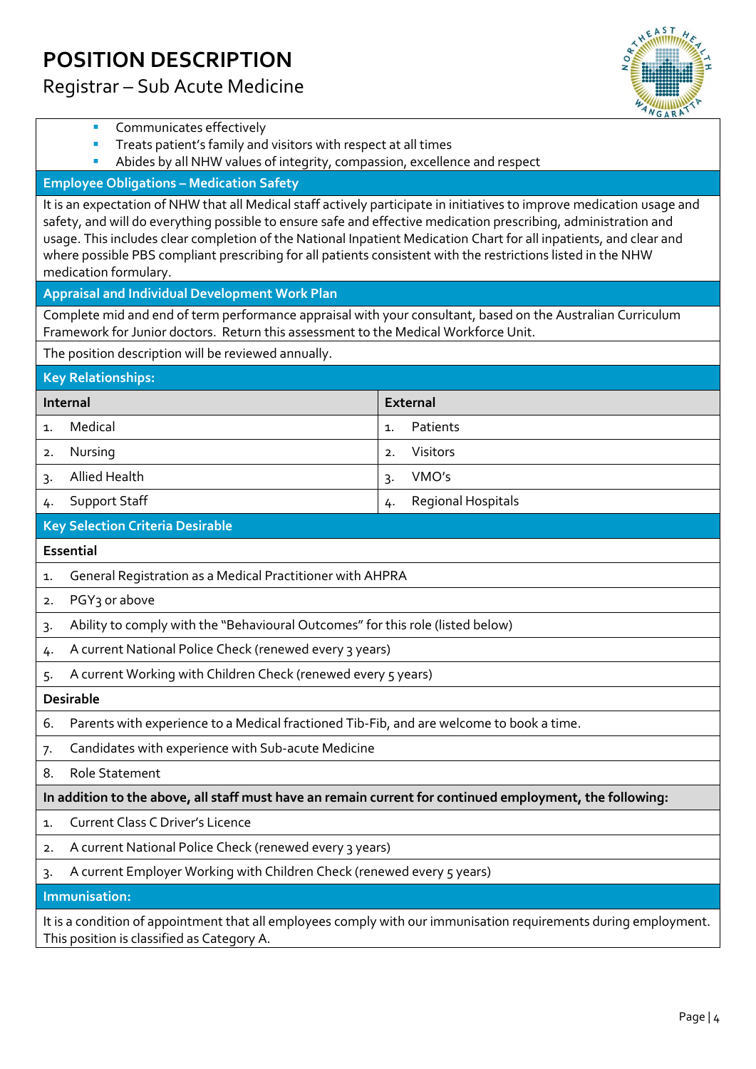- Communicates effectively
- Treats patient's family and visitors with respect at all times
- Abides by all NHW values of integrity, compassion, excellence and respect

## Employee Obligations – Medication Safety

It is an expectation of NHW that all Medical staff actively participate in initiatives to improve medication usage and safety, and will do everything possible to ensure safe and effective medication prescribing, administration and usage. This includes clear completion of the National Inpatient Medication Chart for all inpatients, and clear and where possible PBS compliant prescribing for all patients consistent with the restrictions listed in the NHW medication formulary.

## Appraisal and Individual Development Work Plan

Complete mid and end of term performance appraisal with your consultant, based on the Australian Curriculum Framework for Junior doctors. Return this assessment to the Medical Workforce Unit.

The position description will be reviewed annually.

## Key Relationships:

| Internal | External |
|---|---|
| 1. Medical | 1. Patients |
| 2. Nursing | 2. Visitors |
| 3. Allied Health | 3. VMO's |
| 4. Support Staff | 4. Regional Hospitals |

## Key Selection Criteria Desirable

**Essential**

1. General Registration as a Medical Practitioner with AHPRA
2. PGY3 or above
3. Ability to comply with the "Behavioural Outcomes" for this role (listed below)
4. A current National Police Check (renewed every 3 years)
5. A current Working with Children Check (renewed every 5 years)

**Desirable**

6. Parents with experience to a Medical fractioned Tib-Fib, and are welcome to book a time.
7. Candidates with experience with Sub-acute Medicine
8. Role Statement

**In addition to the above, all staff must have an remain current for continued employment, the following:**

1. Current Class C Driver's Licence
2. A current National Police Check (renewed every 3 years)
3. A current Employer Working with Children Check (renewed every 5 years)

## Immunisation:

It is a condition of appointment that all employees comply with our immunisation requirements during employment. This position is classified as Category A.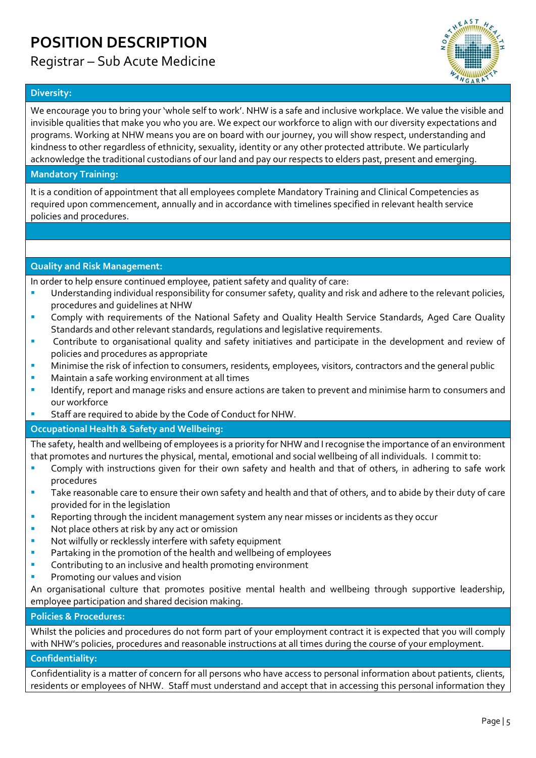# POSITION DESCRIPTION

Registrar – Sub Acute Medicine

### Diversity:

We encourage you to bring your 'whole self to work'. NHW is a safe and inclusive workplace. We value the visible and invisible qualities that make you who you are. We expect our workforce to align with our diversity expectations and programs. Working at NHW means you are on board with our journey, you will show respect, understanding and kindness to other regardless of ethnicity, sexuality, identity or any other protected attribute. We particularly acknowledge the traditional custodians of our land and pay our respects to elders past, present and emerging.

### Mandatory Training:

It is a condition of appointment that all employees complete Mandatory Training and Clinical Competencies as required upon commencement, annually and in accordance with timelines specified in relevant health service policies and procedures.

### Quality and Risk Management:

In order to help ensure continued employee, patient safety and quality of care:

- Understanding individual responsibility for consumer safety, quality and risk and adhere to the relevant policies, procedures and guidelines at NHW
- Comply with requirements of the National Safety and Quality Health Service Standards, Aged Care Quality Standards and other relevant standards, regulations and legislative requirements.
- Contribute to organisational quality and safety initiatives and participate in the development and review of policies and procedures as appropriate
- Minimise the risk of infection to consumers, residents, employees, visitors, contractors and the general public
- Maintain a safe working environment at all times
- Identify, report and manage risks and ensure actions are taken to prevent and minimise harm to consumers and our workforce
- Staff are required to abide by the Code of Conduct for NHW.

### Occupational Health & Safety and Wellbeing:

The safety, health and wellbeing of employees is a priority for NHW and I recognise the importance of an environment that promotes and nurtures the physical, mental, emotional and social wellbeing of all individuals. I commit to:

- Comply with instructions given for their own safety and health and that of others, in adhering to safe work procedures
- Take reasonable care to ensure their own safety and health and that of others, and to abide by their duty of care provided for in the legislation
- Reporting through the incident management system any near misses or incidents as they occur
- Not place others at risk by any act or omission
- Not wilfully or recklessly interfere with safety equipment
- Partaking in the promotion of the health and wellbeing of employees
- Contributing to an inclusive and health promoting environment
- Promoting our values and vision

An organisational culture that promotes positive mental health and wellbeing through supportive leadership, employee participation and shared decision making.

### Policies & Procedures:

Whilst the policies and procedures do not form part of your employment contract it is expected that you will comply with NHW's policies, procedures and reasonable instructions at all times during the course of your employment.

### Confidentiality:

Confidentiality is a matter of concern for all persons who have access to personal information about patients, clients, residents or employees of NHW. Staff must understand and accept that in accessing this personal information they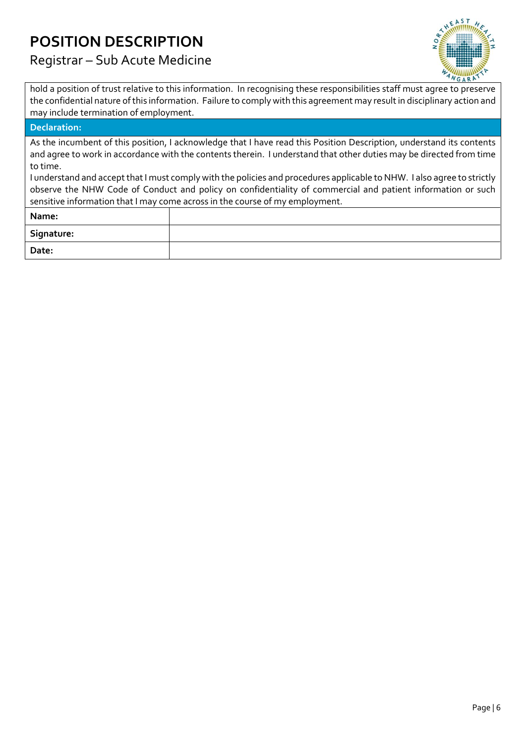hold a position of trust relative to this information. In recognising these responsibilities staff must agree to preserve the confidential nature of this information. Failure to comply with this agreement may result in disciplinary action and may include termination of employment.

**Declaration:**

As the incumbent of this position, I acknowledge that I have read this Position Description, understand its contents and agree to work in accordance with the contents therein. I understand that other duties may be directed from time to time.

I understand and accept that I must comply with the policies and procedures applicable to NHW. I also agree to strictly observe the NHW Code of Conduct and policy on confidentiality of commercial and patient information or such sensitive information that I may come across in the course of my employment.

| | |
|---|---|
| **Name:** | |
| **Signature:** | |
| **Date:** | |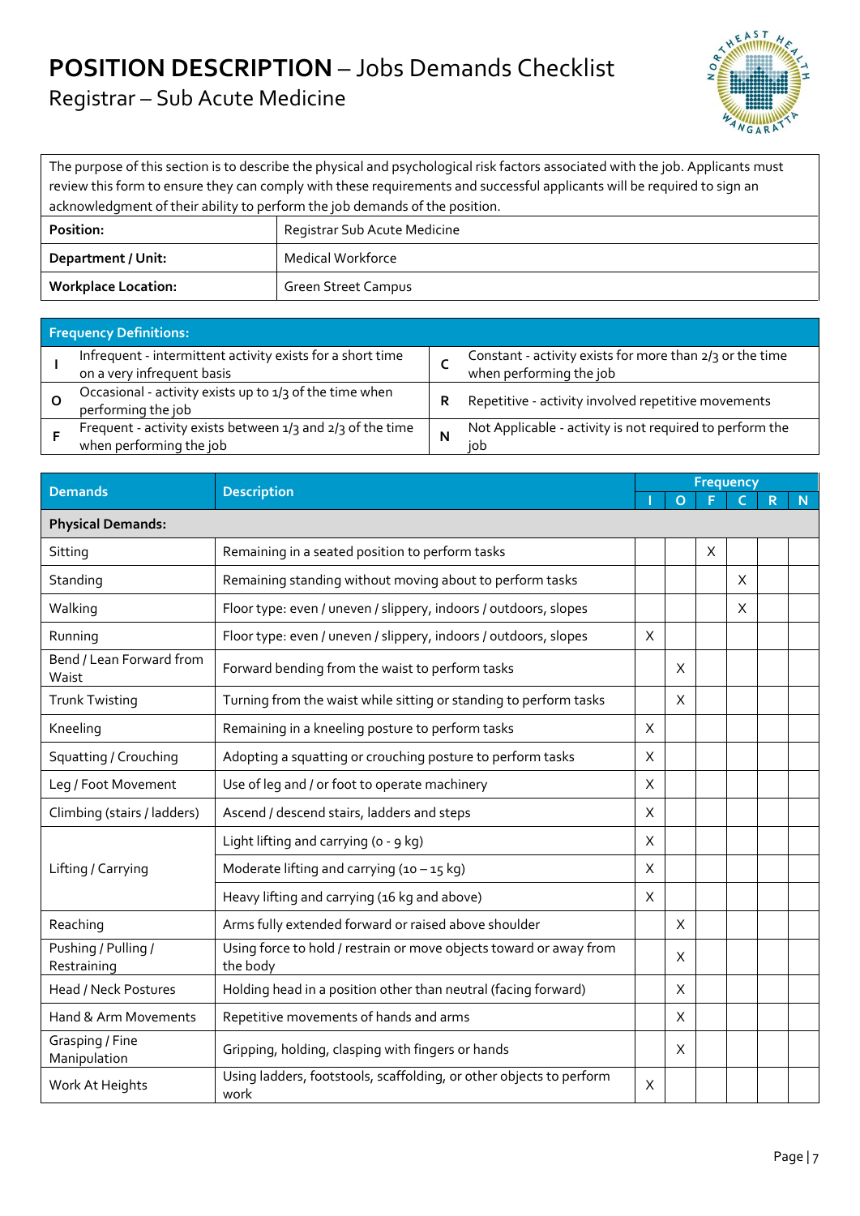# POSITION DESCRIPTION – Jobs Demands Checklist

## Registrar – Sub Acute Medicine

| The purpose of this section is to describe the physical and psychological risk factors associated with the job. Applicants must review this form to ensure they can comply with these requirements and successful applicants will be required to sign an acknowledgment of their ability to perform the job demands of the position. | |
|---|---|
| **Position:** | Registrar Sub Acute Medicine |
| **Department / Unit:** | Medical Workforce |
| **Workplace Location:** | Green Street Campus |

| **Frequency Definitions:** | | | |
|---|---|---|---|
| **I** | Infrequent - intermittent activity exists for a short time on a very infrequent basis | **C** | Constant - activity exists for more than 2/3 or the time when performing the job |
| **O** | Occasional - activity exists up to 1/3 of the time when performing the job | **R** | Repetitive - activity involved repetitive movements |
| **F** | Frequent - activity exists between 1/3 and 2/3 of the time when performing the job | **N** | Not Applicable - activity is not required to perform the job |

| Demands | Description | Frequency | | | | | |
|---|---|---|---|---|---|---|---|
| | | I | O | F | C | R | N |
| **Physical Demands:** | | | | | | | |
| Sitting | Remaining in a seated position to perform tasks | | | X | | | |
| Standing | Remaining standing without moving about to perform tasks | | | | X | | |
| Walking | Floor type: even / uneven / slippery, indoors / outdoors, slopes | | | | X | | |
| Running | Floor type: even / uneven / slippery, indoors / outdoors, slopes | X | | | | | |
| Bend / Lean Forward from Waist | Forward bending from the waist to perform tasks | | X | | | | |
| Trunk Twisting | Turning from the waist while sitting or standing to perform tasks | | X | | | | |
| Kneeling | Remaining in a kneeling posture to perform tasks | X | | | | | |
| Squatting / Crouching | Adopting a squatting or crouching posture to perform tasks | X | | | | | |
| Leg / Foot Movement | Use of leg and / or foot to operate machinery | X | | | | | |
| Climbing (stairs / ladders) | Ascend / descend stairs, ladders and steps | X | | | | | |
| Lifting / Carrying | Light lifting and carrying (0 - 9 kg) | X | | | | | |
| | Moderate lifting and carrying (10 – 15 kg) | X | | | | | |
| | Heavy lifting and carrying (16 kg and above) | X | | | | | |
| Reaching | Arms fully extended forward or raised above shoulder | | X | | | | |
| Pushing / Pulling / Restraining | Using force to hold / restrain or move objects toward or away from the body | | X | | | | |
| Head / Neck Postures | Holding head in a position other than neutral (facing forward) | | X | | | | |
| Hand & Arm Movements | Repetitive movements of hands and arms | | X | | | | |
| Grasping / Fine Manipulation | Gripping, holding, clasping with fingers or hands | | X | | | | |
| Work At Heights | Using ladders, footstools, scaffolding, or other objects to perform work | X | | | | | |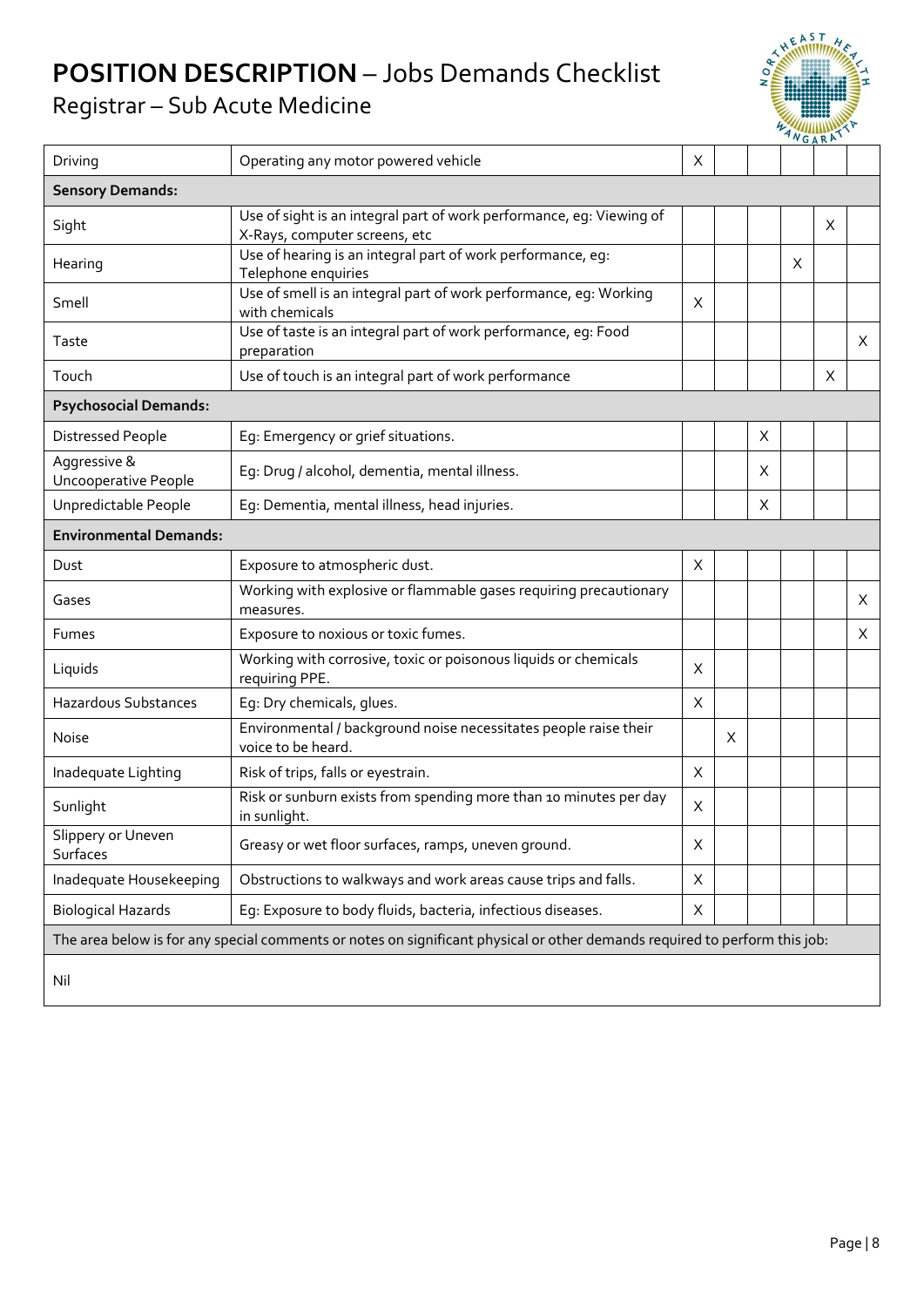# POSITION DESCRIPTION – Jobs Demands Checklist

## Registrar – Sub Acute Medicine

| | | | | | | | |
|---|---|---|---|---|---|---|---|
| Driving | Operating any motor powered vehicle | X | | | | | |
| **Sensory Demands:** | | | | | | | |
| Sight | Use of sight is an integral part of work performance, eg: Viewing of X-Rays, computer screens, etc | | | | | X | |
| Hearing | Use of hearing is an integral part of work performance, eg: Telephone enquiries | | | | X | | |
| Smell | Use of smell is an integral part of work performance, eg: Working with chemicals | X | | | | | |
| Taste | Use of taste is an integral part of work performance, eg: Food preparation | | | | | | X |
| Touch | Use of touch is an integral part of work performance | | | | | X | |
| **Psychosocial Demands:** | | | | | | | |
| Distressed People | Eg: Emergency or grief situations. | | | X | | | |
| Aggressive & Uncooperative People | Eg: Drug / alcohol, dementia, mental illness. | | | X | | | |
| Unpredictable People | Eg: Dementia, mental illness, head injuries. | | | X | | | |
| **Environmental Demands:** | | | | | | | |
| Dust | Exposure to atmospheric dust. | X | | | | | |
| Gases | Working with explosive or flammable gases requiring precautionary measures. | | | | | | X |
| Fumes | Exposure to noxious or toxic fumes. | | | | | | X |
| Liquids | Working with corrosive, toxic or poisonous liquids or chemicals requiring PPE. | X | | | | | |
| Hazardous Substances | Eg: Dry chemicals, glues. | X | | | | | |
| Noise | Environmental / background noise necessitates people raise their voice to be heard. | | X | | | | |
| Inadequate Lighting | Risk of trips, falls or eyestrain. | X | | | | | |
| Sunlight | Risk or sunburn exists from spending more than 10 minutes per day in sunlight. | X | | | | | |
| Slippery or Uneven Surfaces | Greasy or wet floor surfaces, ramps, uneven ground. | X | | | | | |
| Inadequate Housekeeping | Obstructions to walkways and work areas cause trips and falls. | X | | | | | |
| Biological Hazards | Eg: Exposure to body fluids, bacteria, infectious diseases. | X | | | | | |

The area below is for any special comments or notes on significant physical or other demands required to perform this job:

Nil